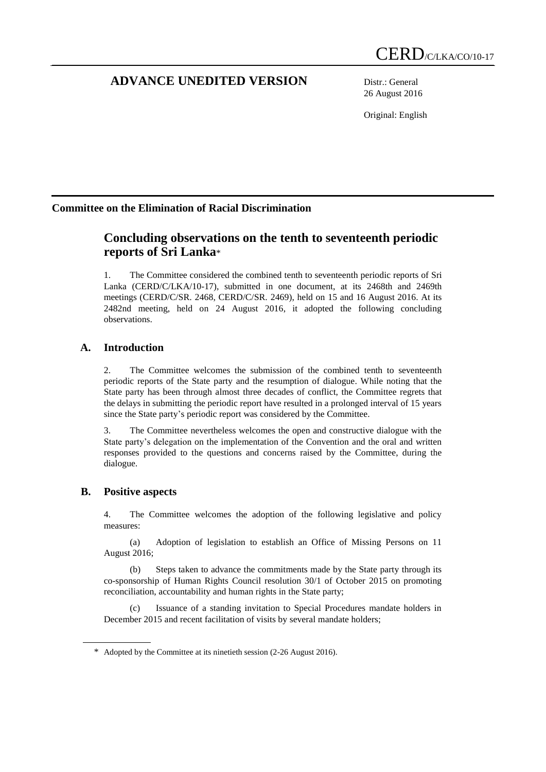CERD/C/LKA/CO/10-17

# ADVANCE UNEDITED VERSION

Distr.: General
26 August 2016

Original: English

**Committee on the Elimination of Racial Discrimination**

## Concluding observations on the tenth to seventeenth periodic reports of Sri Lanka*

1. The Committee considered the combined tenth to seventeenth periodic reports of Sri Lanka (CERD/C/LKA/10-17), submitted in one document, at its 2468th and 2469th meetings (CERD/C/SR. 2468, CERD/C/SR. 2469), held on 15 and 16 August 2016. At its 2482nd meeting, held on 24 August 2016, it adopted the following concluding observations.

### A. Introduction

2. The Committee welcomes the submission of the combined tenth to seventeenth periodic reports of the State party and the resumption of dialogue. While noting that the State party has been through almost three decades of conflict, the Committee regrets that the delays in submitting the periodic report have resulted in a prolonged interval of 15 years since the State party's periodic report was considered by the Committee.

3. The Committee nevertheless welcomes the open and constructive dialogue with the State party's delegation on the implementation of the Convention and the oral and written responses provided to the questions and concerns raised by the Committee, during the dialogue.

### B. Positive aspects

4. The Committee welcomes the adoption of the following legislative and policy measures:

(a) Adoption of legislation to establish an Office of Missing Persons on 11 August 2016;

(b) Steps taken to advance the commitments made by the State party through its co-sponsorship of Human Rights Council resolution 30/1 of October 2015 on promoting reconciliation, accountability and human rights in the State party;

(c) Issuance of a standing invitation to Special Procedures mandate holders in December 2015 and recent facilitation of visits by several mandate holders;

\* Adopted by the Committee at its ninetieth session (2-26 August 2016).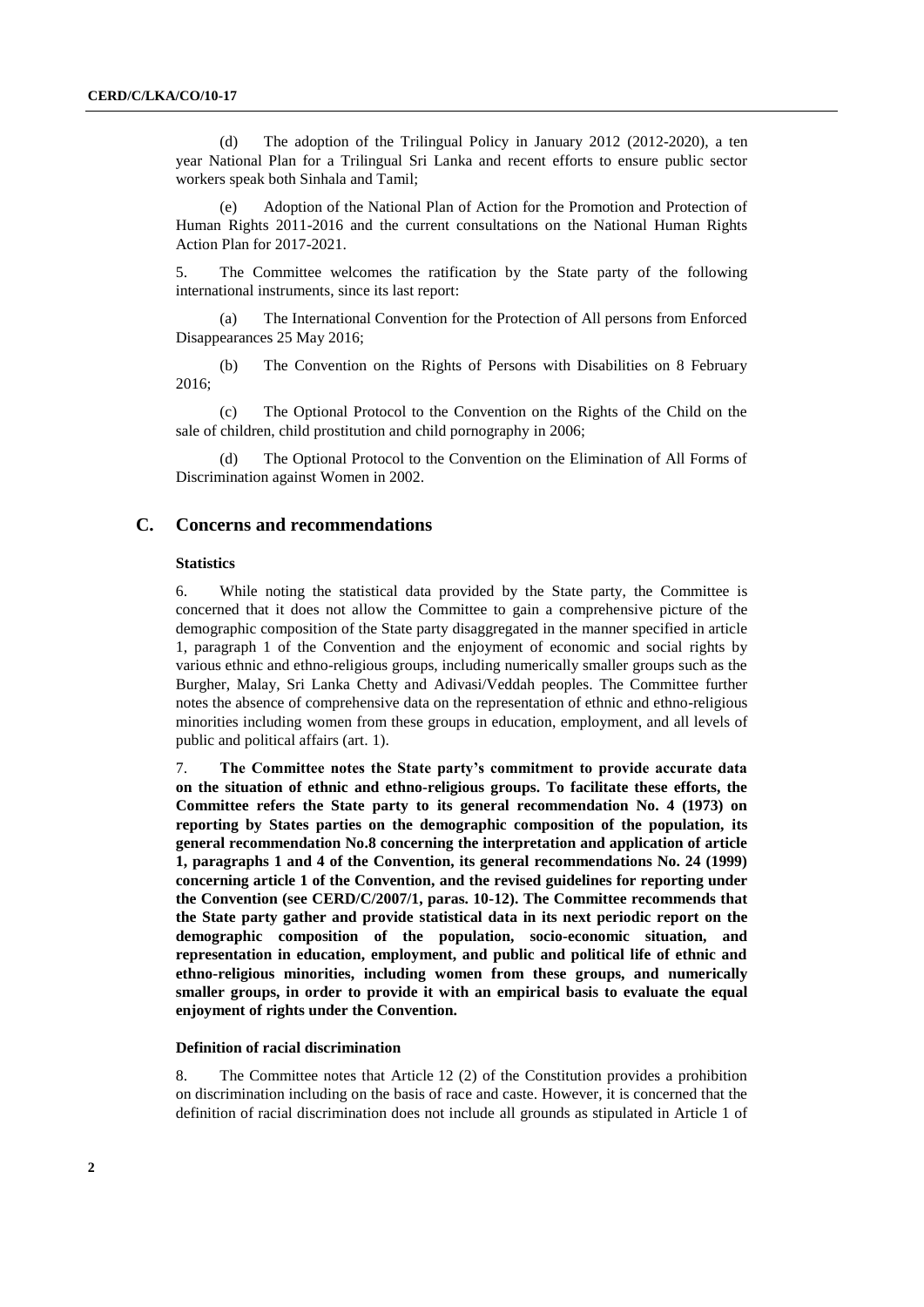(d) The adoption of the Trilingual Policy in January 2012 (2012-2020), a ten year National Plan for a Trilingual Sri Lanka and recent efforts to ensure public sector workers speak both Sinhala and Tamil;

(e) Adoption of the National Plan of Action for the Promotion and Protection of Human Rights 2011-2016 and the current consultations on the National Human Rights Action Plan for 2017-2021.

5. The Committee welcomes the ratification by the State party of the following international instruments, since its last report:

(a) The International Convention for the Protection of All persons from Enforced Disappearances 25 May 2016;

(b) The Convention on the Rights of Persons with Disabilities on 8 February 2016;

(c) The Optional Protocol to the Convention on the Rights of the Child on the sale of children, child prostitution and child pornography in 2006;

(d) The Optional Protocol to the Convention on the Elimination of All Forms of Discrimination against Women in 2002.

## C. Concerns and recommendations

### Statistics

6. While noting the statistical data provided by the State party, the Committee is concerned that it does not allow the Committee to gain a comprehensive picture of the demographic composition of the State party disaggregated in the manner specified in article 1, paragraph 1 of the Convention and the enjoyment of economic and social rights by various ethnic and ethno-religious groups, including numerically smaller groups such as the Burgher, Malay, Sri Lanka Chetty and Adivasi/Veddah peoples. The Committee further notes the absence of comprehensive data on the representation of ethnic and ethno-religious minorities including women from these groups in education, employment, and all levels of public and political affairs (art. 1).

7. **The Committee notes the State party's commitment to provide accurate data on the situation of ethnic and ethno-religious groups. To facilitate these efforts, the Committee refers the State party to its general recommendation No. 4 (1973) on reporting by States parties on the demographic composition of the population, its general recommendation No.8 concerning the interpretation and application of article 1, paragraphs 1 and 4 of the Convention, its general recommendations No. 24 (1999) concerning article 1 of the Convention, and the revised guidelines for reporting under the Convention (see CERD/C/2007/1, paras. 10-12). The Committee recommends that the State party gather and provide statistical data in its next periodic report on the demographic composition of the population, socio-economic situation, and representation in education, employment, and public and political life of ethnic and ethno-religious minorities, including women from these groups, and numerically smaller groups, in order to provide it with an empirical basis to evaluate the equal enjoyment of rights under the Convention.**

### Definition of racial discrimination

8. The Committee notes that Article 12 (2) of the Constitution provides a prohibition on discrimination including on the basis of race and caste. However, it is concerned that the definition of racial discrimination does not include all grounds as stipulated in Article 1 of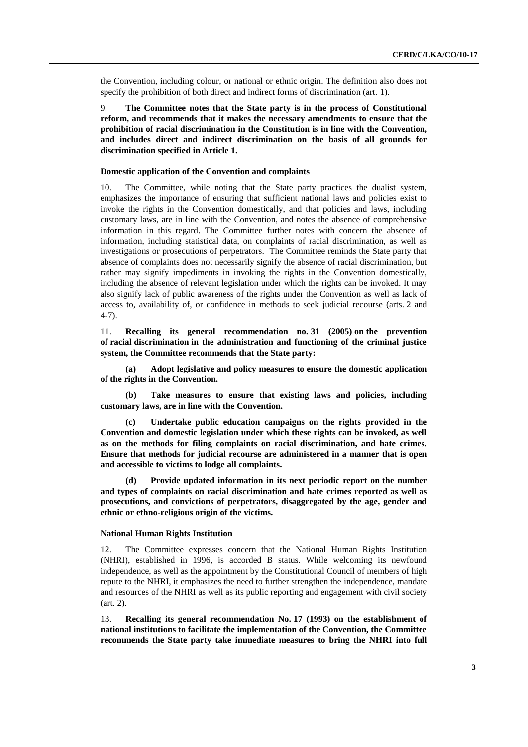the Convention, including colour, or national or ethnic origin. The definition also does not specify the prohibition of both direct and indirect forms of discrimination (art. 1).

9. **The Committee notes that the State party is in the process of Constitutional reform, and recommends that it makes the necessary amendments to ensure that the prohibition of racial discrimination in the Constitution is in line with the Convention, and includes direct and indirect discrimination on the basis of all grounds for discrimination specified in Article 1.**

#### Domestic application of the Convention and complaints

10. The Committee, while noting that the State party practices the dualist system, emphasizes the importance of ensuring that sufficient national laws and policies exist to invoke the rights in the Convention domestically, and that policies and laws, including customary laws, are in line with the Convention, and notes the absence of comprehensive information in this regard. The Committee further notes with concern the absence of information, including statistical data, on complaints of racial discrimination, as well as investigations or prosecutions of perpetrators. The Committee reminds the State party that absence of complaints does not necessarily signify the absence of racial discrimination, but rather may signify impediments in invoking the rights in the Convention domestically, including the absence of relevant legislation under which the rights can be invoked. It may also signify lack of public awareness of the rights under the Convention as well as lack of access to, availability of, or confidence in methods to seek judicial recourse (arts. 2 and 4-7).

11. **Recalling its general recommendation no. 31 (2005) on the prevention of racial discrimination in the administration and functioning of the criminal justice system, the Committee recommends that the State party:**

**(a) Adopt legislative and policy measures to ensure the domestic application of the rights in the Convention.**

**(b) Take measures to ensure that existing laws and policies, including customary laws, are in line with the Convention.**

**(c) Undertake public education campaigns on the rights provided in the Convention and domestic legislation under which these rights can be invoked, as well as on the methods for filing complaints on racial discrimination, and hate crimes. Ensure that methods for judicial recourse are administered in a manner that is open and accessible to victims to lodge all complaints.**

**(d) Provide updated information in its next periodic report on the number and types of complaints on racial discrimination and hate crimes reported as well as prosecutions, and convictions of perpetrators, disaggregated by the age, gender and ethnic or ethno-religious origin of the victims.**

#### National Human Rights Institution

12. The Committee expresses concern that the National Human Rights Institution (NHRI), established in 1996, is accorded B status. While welcoming its newfound independence, as well as the appointment by the Constitutional Council of members of high repute to the NHRI, it emphasizes the need to further strengthen the independence, mandate and resources of the NHRI as well as its public reporting and engagement with civil society (art. 2).

13. **Recalling its general recommendation No. 17 (1993) on the establishment of national institutions to facilitate the implementation of the Convention, the Committee recommends the State party take immediate measures to bring the NHRI into full**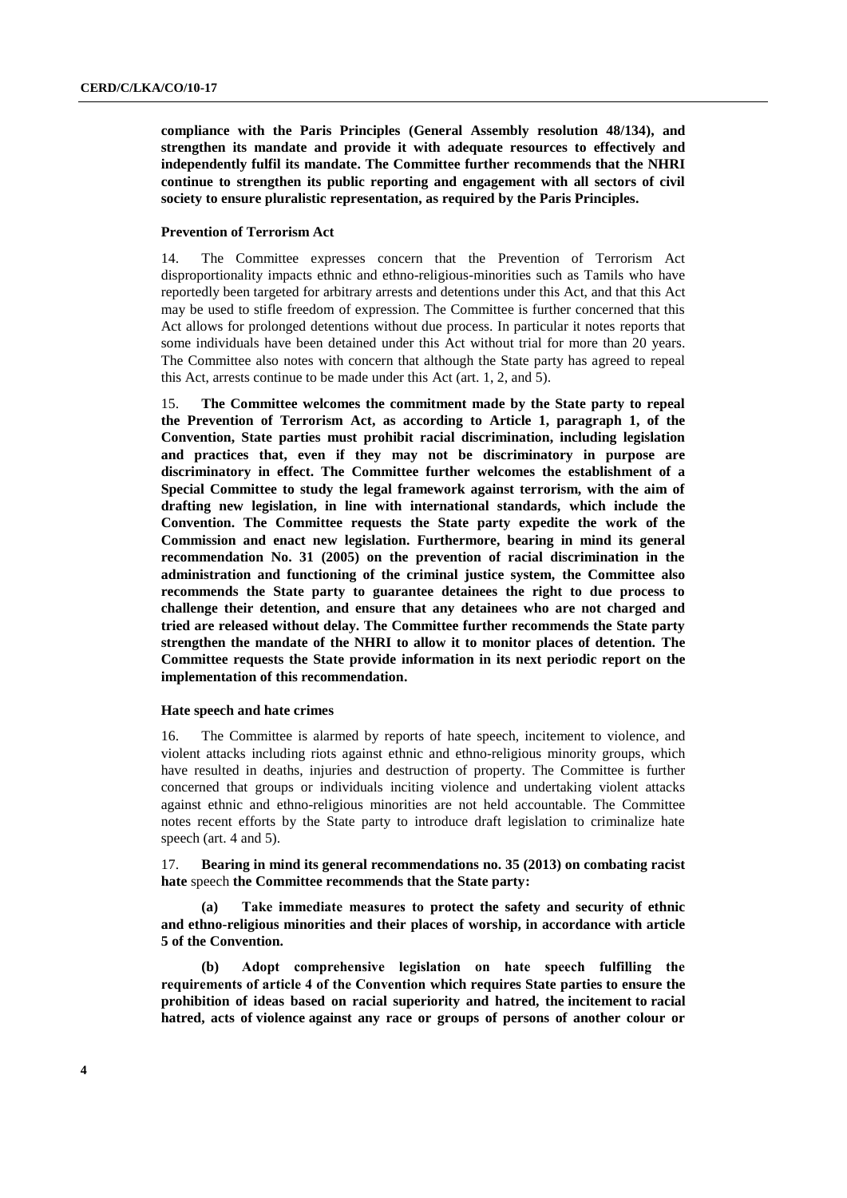**compliance with the Paris Principles (General Assembly resolution 48/134), and strengthen its mandate and provide it with adequate resources to effectively and independently fulfil its mandate. The Committee further recommends that the NHRI continue to strengthen its public reporting and engagement with all sectors of civil society to ensure pluralistic representation, as required by the Paris Principles.**

#### Prevention of Terrorism Act

14. The Committee expresses concern that the Prevention of Terrorism Act disproportionality impacts ethnic and ethno-religious-minorities such as Tamils who have reportedly been targeted for arbitrary arrests and detentions under this Act, and that this Act may be used to stifle freedom of expression. The Committee is further concerned that this Act allows for prolonged detentions without due process. In particular it notes reports that some individuals have been detained under this Act without trial for more than 20 years. The Committee also notes with concern that although the State party has agreed to repeal this Act, arrests continue to be made under this Act (art. 1, 2, and 5).

15. **The Committee welcomes the commitment made by the State party to repeal the Prevention of Terrorism Act, as according to Article 1, paragraph 1, of the Convention, State parties must prohibit racial discrimination, including legislation and practices that, even if they may not be discriminatory in purpose are discriminatory in effect. The Committee further welcomes the establishment of a Special Committee to study the legal framework against terrorism, with the aim of drafting new legislation, in line with international standards, which include the Convention. The Committee requests the State party expedite the work of the Commission and enact new legislation. Furthermore, bearing in mind its general recommendation No. 31 (2005) on the prevention of racial discrimination in the administration and functioning of the criminal justice system, the Committee also recommends the State party to guarantee detainees the right to due process to challenge their detention, and ensure that any detainees who are not charged and tried are released without delay. The Committee further recommends the State party strengthen the mandate of the NHRI to allow it to monitor places of detention. The Committee requests the State provide information in its next periodic report on the implementation of this recommendation.**

#### Hate speech and hate crimes

16. The Committee is alarmed by reports of hate speech, incitement to violence, and violent attacks including riots against ethnic and ethno-religious minority groups, which have resulted in deaths, injuries and destruction of property. The Committee is further concerned that groups or individuals inciting violence and undertaking violent attacks against ethnic and ethno-religious minorities are not held accountable. The Committee notes recent efforts by the State party to introduce draft legislation to criminalize hate speech (art. 4 and 5).

17. **Bearing in mind its general recommendations no. 35 (2013) on combating racist hate** speech **the Committee recommends that the State party:**

**(a) Take immediate measures to protect the safety and security of ethnic and ethno-religious minorities and their places of worship, in accordance with article 5 of the Convention.**

**(b) Adopt comprehensive legislation on hate speech fulfilling the requirements of article 4 of the Convention which requires State parties to ensure the prohibition of ideas based on racial superiority and hatred, the incitement to racial hatred, acts of violence against any race or groups of persons of another colour or**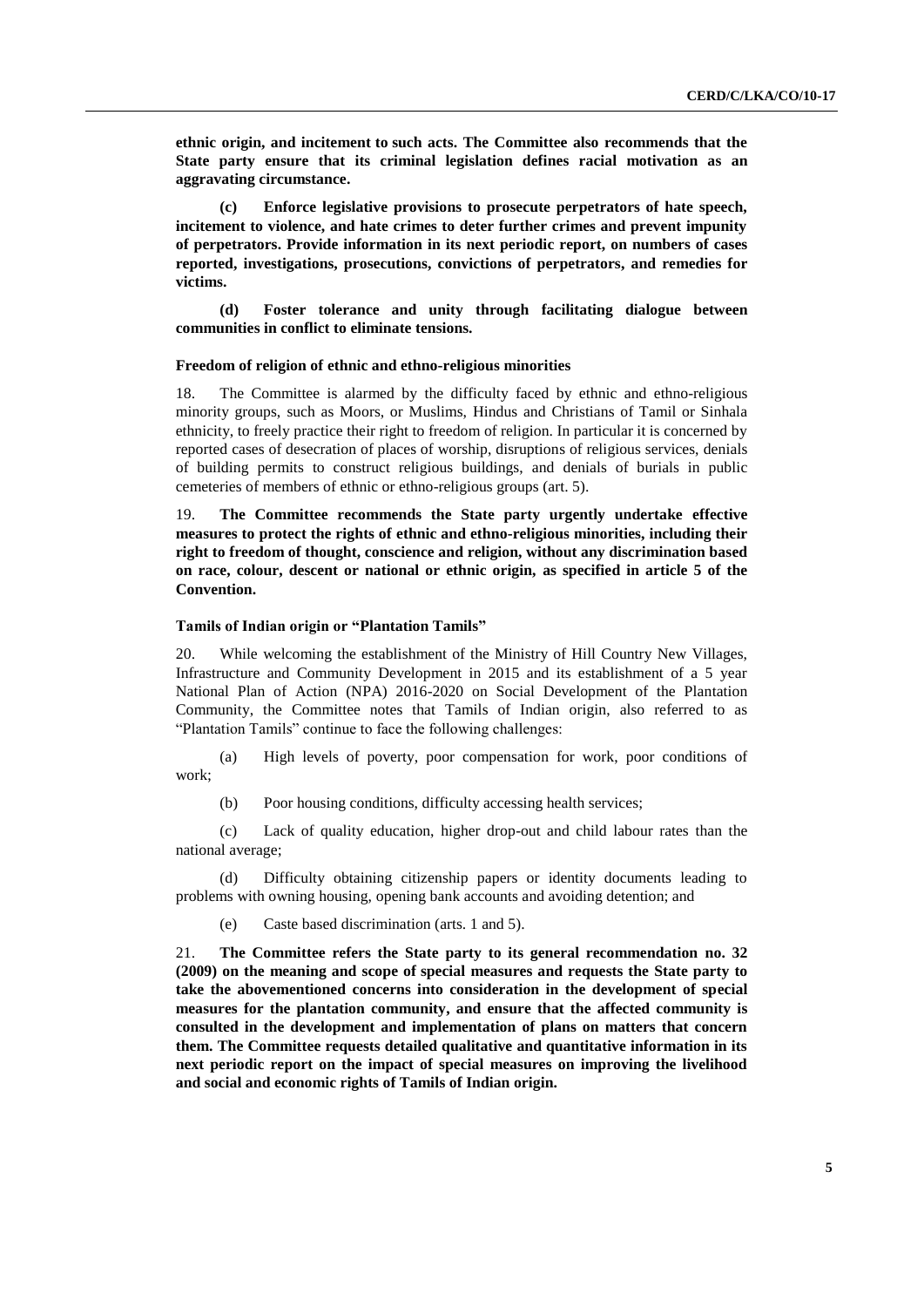**ethnic origin, and incitement to such acts. The Committee also recommends that the State party ensure that its criminal legislation defines racial motivation as an aggravating circumstance.**

**(c) Enforce legislative provisions to prosecute perpetrators of hate speech, incitement to violence, and hate crimes to deter further crimes and prevent impunity of perpetrators. Provide information in its next periodic report, on numbers of cases reported, investigations, prosecutions, convictions of perpetrators, and remedies for victims.**

**(d) Foster tolerance and unity through facilitating dialogue between communities in conflict to eliminate tensions.**

### Freedom of religion of ethnic and ethno-religious minorities

18. The Committee is alarmed by the difficulty faced by ethnic and ethno-religious minority groups, such as Moors, or Muslims, Hindus and Christians of Tamil or Sinhala ethnicity, to freely practice their right to freedom of religion. In particular it is concerned by reported cases of desecration of places of worship, disruptions of religious services, denials of building permits to construct religious buildings, and denials of burials in public cemeteries of members of ethnic or ethno-religious groups (art. 5).

19. **The Committee recommends the State party urgently undertake effective measures to protect the rights of ethnic and ethno-religious minorities, including their right to freedom of thought, conscience and religion, without any discrimination based on race, colour, descent or national or ethnic origin, as specified in article 5 of the Convention.**

### Tamils of Indian origin or "Plantation Tamils"

20. While welcoming the establishment of the Ministry of Hill Country New Villages, Infrastructure and Community Development in 2015 and its establishment of a 5 year National Plan of Action (NPA) 2016-2020 on Social Development of the Plantation Community, the Committee notes that Tamils of Indian origin, also referred to as "Plantation Tamils" continue to face the following challenges:

(a) High levels of poverty, poor compensation for work, poor conditions of work;

(b) Poor housing conditions, difficulty accessing health services;

(c) Lack of quality education, higher drop-out and child labour rates than the national average;

(d) Difficulty obtaining citizenship papers or identity documents leading to problems with owning housing, opening bank accounts and avoiding detention; and

(e) Caste based discrimination (arts. 1 and 5).

21. **The Committee refers the State party to its general recommendation no. 32 (2009) on the meaning and scope of special measures and requests the State party to take the abovementioned concerns into consideration in the development of special measures for the plantation community, and ensure that the affected community is consulted in the development and implementation of plans on matters that concern them. The Committee requests detailed qualitative and quantitative information in its next periodic report on the impact of special measures on improving the livelihood and social and economic rights of Tamils of Indian origin.**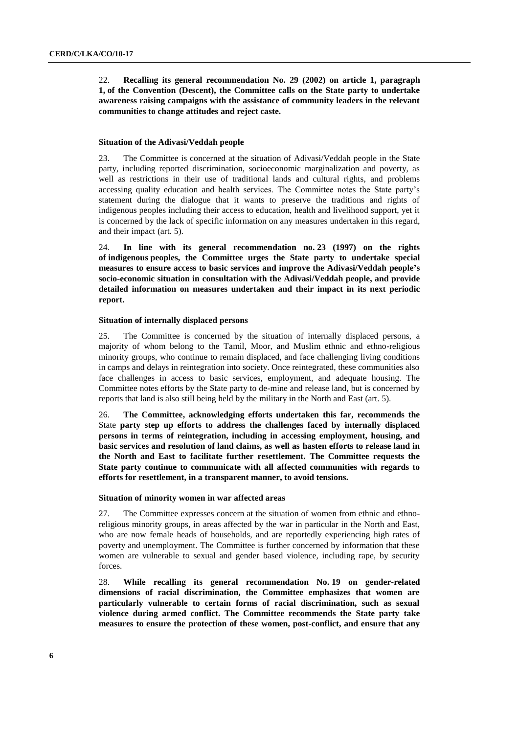22. **Recalling its general recommendation No. 29 (2002) on article 1, paragraph 1, of the Convention (Descent), the Committee calls on the State party to undertake awareness raising campaigns with the assistance of community leaders in the relevant communities to change attitudes and reject caste.**

### Situation of the Adivasi/Veddah people

23. The Committee is concerned at the situation of Adivasi/Veddah people in the State party, including reported discrimination, socioeconomic marginalization and poverty, as well as restrictions in their use of traditional lands and cultural rights, and problems accessing quality education and health services. The Committee notes the State party's statement during the dialogue that it wants to preserve the traditions and rights of indigenous peoples including their access to education, health and livelihood support, yet it is concerned by the lack of specific information on any measures undertaken in this regard, and their impact (art. 5).

24. **In line with its general recommendation no. 23 (1997) on the rights of indigenous peoples, the Committee urges the State party to undertake special measures to ensure access to basic services and improve the Adivasi/Veddah people's socio-economic situation in consultation with the Adivasi/Veddah people, and provide detailed information on measures undertaken and their impact in its next periodic report.**

### Situation of internally displaced persons

25. The Committee is concerned by the situation of internally displaced persons, a majority of whom belong to the Tamil, Moor, and Muslim ethnic and ethno-religious minority groups, who continue to remain displaced, and face challenging living conditions in camps and delays in reintegration into society. Once reintegrated, these communities also face challenges in access to basic services, employment, and adequate housing. The Committee notes efforts by the State party to de-mine and release land, but is concerned by reports that land is also still being held by the military in the North and East (art. 5).

26. **The Committee, acknowledging efforts undertaken this far, recommends the** State **party step up efforts to address the challenges faced by internally displaced persons in terms of reintegration, including in accessing employment, housing, and basic services and resolution of land claims, as well as hasten efforts to release land in the North and East to facilitate further resettlement. The Committee requests the State party continue to communicate with all affected communities with regards to efforts for resettlement, in a transparent manner, to avoid tensions.**

### Situation of minority women in war affected areas

27. The Committee expresses concern at the situation of women from ethnic and ethno-religious minority groups, in areas affected by the war in particular in the North and East, who are now female heads of households, and are reportedly experiencing high rates of poverty and unemployment. The Committee is further concerned by information that these women are vulnerable to sexual and gender based violence, including rape, by security forces.

28. **While recalling its general recommendation No. 19 on gender-related dimensions of racial discrimination, the Committee emphasizes that women are particularly vulnerable to certain forms of racial discrimination, such as sexual violence during armed conflict. The Committee recommends the State party take measures to ensure the protection of these women, post-conflict, and ensure that any**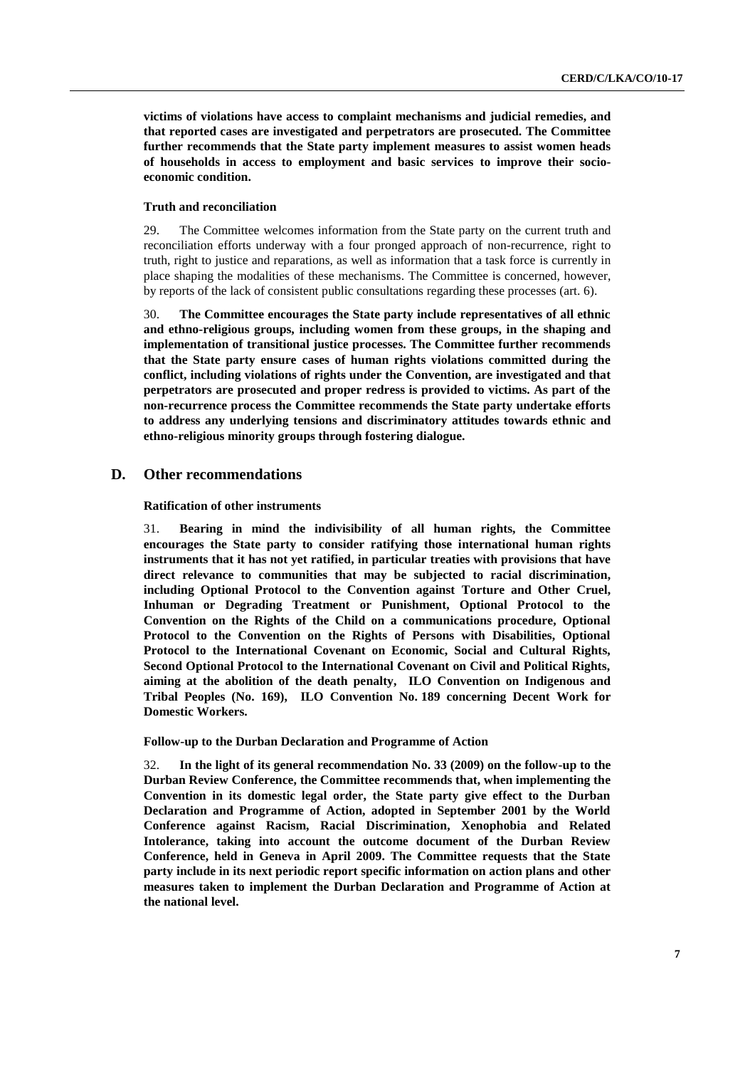**victims of violations have access to complaint mechanisms and judicial remedies, and that reported cases are investigated and perpetrators are prosecuted. The Committee further recommends that the State party implement measures to assist women heads of households in access to employment and basic services to improve their socio-economic condition.**

#### Truth and reconciliation

29. The Committee welcomes information from the State party on the current truth and reconciliation efforts underway with a four pronged approach of non-recurrence, right to truth, right to justice and reparations, as well as information that a task force is currently in place shaping the modalities of these mechanisms. The Committee is concerned, however, by reports of the lack of consistent public consultations regarding these processes (art. 6).

30. **The Committee encourages the State party include representatives of all ethnic and ethno-religious groups, including women from these groups, in the shaping and implementation of transitional justice processes. The Committee further recommends that the State party ensure cases of human rights violations committed during the conflict, including violations of rights under the Convention, are investigated and that perpetrators are prosecuted and proper redress is provided to victims. As part of the non-recurrence process the Committee recommends the State party undertake efforts to address any underlying tensions and discriminatory attitudes towards ethnic and ethno-religious minority groups through fostering dialogue.**

## D. Other recommendations

#### Ratification of other instruments

31. **Bearing in mind the indivisibility of all human rights, the Committee encourages the State party to consider ratifying those international human rights instruments that it has not yet ratified, in particular treaties with provisions that have direct relevance to communities that may be subjected to racial discrimination, including Optional Protocol to the Convention against Torture and Other Cruel, Inhuman or Degrading Treatment or Punishment, Optional Protocol to the Convention on the Rights of the Child on a communications procedure, Optional Protocol to the Convention on the Rights of Persons with Disabilities, Optional Protocol to the International Covenant on Economic, Social and Cultural Rights, Second Optional Protocol to the International Covenant on Civil and Political Rights, aiming at the abolition of the death penalty, ILO Convention on Indigenous and Tribal Peoples (No. 169), ILO Convention No. 189 concerning Decent Work for Domestic Workers.**

#### Follow-up to the Durban Declaration and Programme of Action

32. **In the light of its general recommendation No. 33 (2009) on the follow-up to the Durban Review Conference, the Committee recommends that, when implementing the Convention in its domestic legal order, the State party give effect to the Durban Declaration and Programme of Action, adopted in September 2001 by the World Conference against Racism, Racial Discrimination, Xenophobia and Related Intolerance, taking into account the outcome document of the Durban Review Conference, held in Geneva in April 2009. The Committee requests that the State party include in its next periodic report specific information on action plans and other measures taken to implement the Durban Declaration and Programme of Action at the national level.**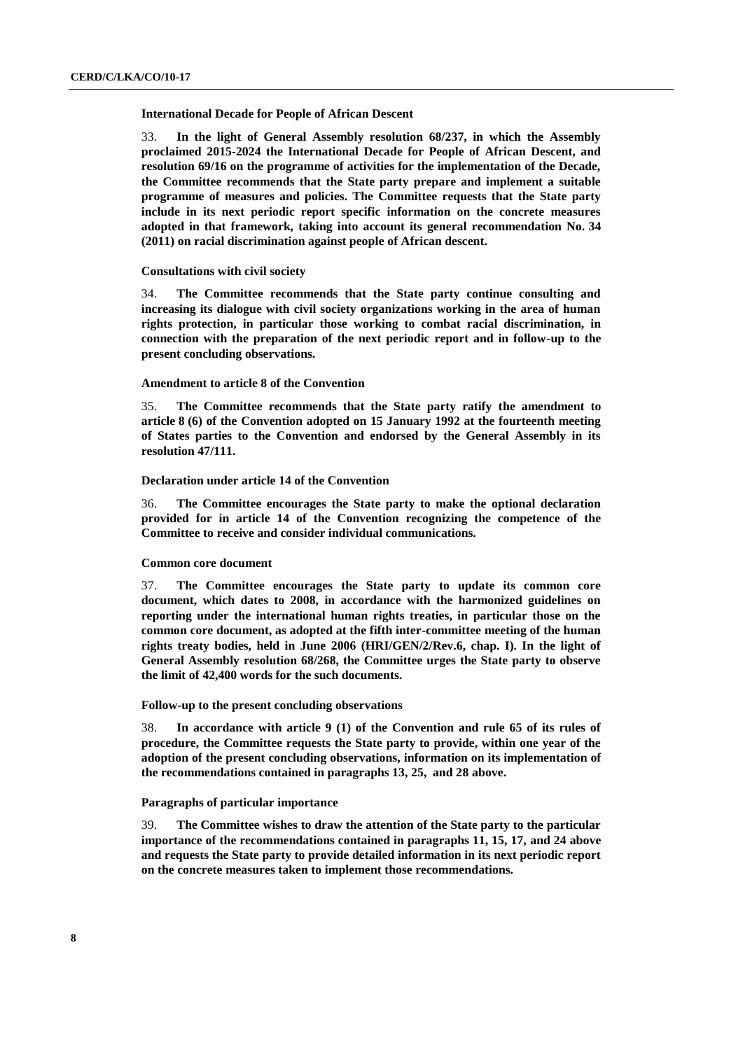### International Decade for People of African Descent

33. **In the light of General Assembly resolution 68/237, in which the Assembly proclaimed 2015-2024 the International Decade for People of African Descent, and resolution 69/16 on the programme of activities for the implementation of the Decade, the Committee recommends that the State party prepare and implement a suitable programme of measures and policies. The Committee requests that the State party include in its next periodic report specific information on the concrete measures adopted in that framework, taking into account its general recommendation No. 34 (2011) on racial discrimination against people of African descent.**

### Consultations with civil society

34. **The Committee recommends that the State party continue consulting and increasing its dialogue with civil society organizations working in the area of human rights protection, in particular those working to combat racial discrimination, in connection with the preparation of the next periodic report and in follow-up to the present concluding observations.**

### Amendment to article 8 of the Convention

35. **The Committee recommends that the State party ratify the amendment to article 8 (6) of the Convention adopted on 15 January 1992 at the fourteenth meeting of States parties to the Convention and endorsed by the General Assembly in its resolution 47/111.**

### Declaration under article 14 of the Convention

36. **The Committee encourages the State party to make the optional declaration provided for in article 14 of the Convention recognizing the competence of the Committee to receive and consider individual communications.**

### Common core document

37. **The Committee encourages the State party to update its common core document, which dates to 2008, in accordance with the harmonized guidelines on reporting under the international human rights treaties, in particular those on the common core document, as adopted at the fifth inter-committee meeting of the human rights treaty bodies, held in June 2006 (HRI/GEN/2/Rev.6, chap. I). In the light of General Assembly resolution 68/268, the Committee urges the State party to observe the limit of 42,400 words for the such documents.**

### Follow-up to the present concluding observations

38. **In accordance with article 9 (1) of the Convention and rule 65 of its rules of procedure, the Committee requests the State party to provide, within one year of the adoption of the present concluding observations, information on its implementation of the recommendations contained in paragraphs 13, 25, and 28 above.**

### Paragraphs of particular importance

39. **The Committee wishes to draw the attention of the State party to the particular importance of the recommendations contained in paragraphs 11, 15, 17, and 24 above and requests the State party to provide detailed information in its next periodic report on the concrete measures taken to implement those recommendations.**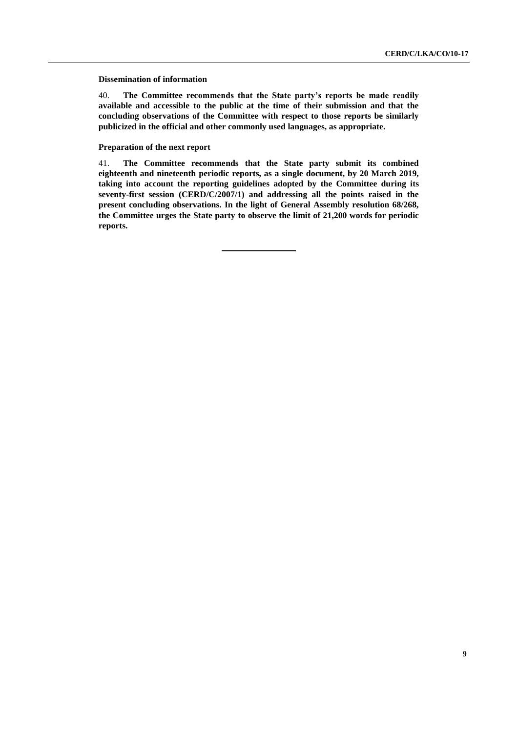**Dissemination of information**

40. **The Committee recommends that the State party's reports be made readily available and accessible to the public at the time of their submission and that the concluding observations of the Committee with respect to those reports be similarly publicized in the official and other commonly used languages, as appropriate.**

**Preparation of the next report**

41. **The Committee recommends that the State party submit its combined eighteenth and nineteenth periodic reports, as a single document, by 20 March 2019, taking into account the reporting guidelines adopted by the Committee during its seventy-first session (CERD/C/2007/1) and addressing all the points raised in the present concluding observations. In the light of General Assembly resolution 68/268, the Committee urges the State party to observe the limit of 21,200 words for periodic reports.**